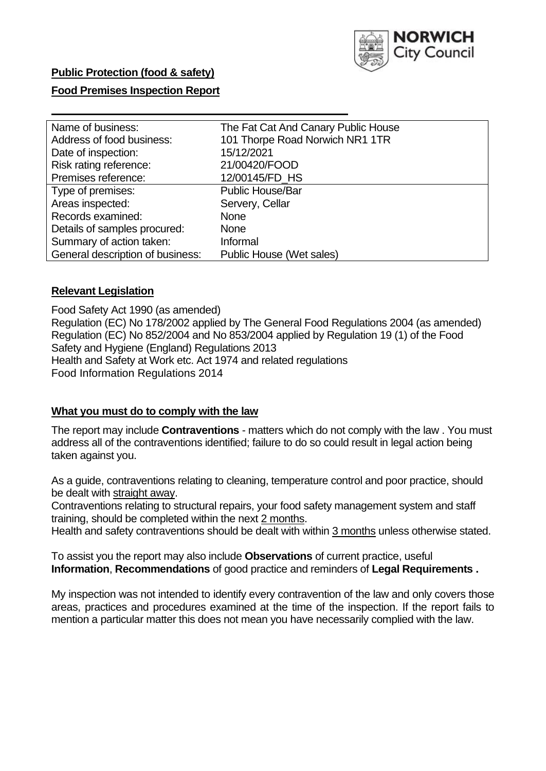**Public Protection (food & safety)**

**Food Premises Inspection Report**

| Name of business: | The Fat Cat And Canary Public House |
|---|---|
| Address of food business: | 101 Thorpe Road Norwich NR1 1TR |
| Date of inspection: | 15/12/2021 |
| Risk rating reference: | 21/00420/FOOD |
| Premises reference: | 12/00145/FD_HS |
| Type of premises: | Public House/Bar |
| Areas inspected: | Servery, Cellar |
| Records examined: | None |
| Details of samples procured: | None |
| Summary of action taken: | Informal |
| General description of business: | Public House (Wet sales) |

**Relevant Legislation**

Food Safety Act 1990 (as amended)
Regulation (EC) No 178/2002 applied by The General Food Regulations 2004 (as amended)
Regulation (EC) No 852/2004 and No 853/2004 applied by Regulation 19 (1) of the Food Safety and Hygiene (England) Regulations 2013
Health and Safety at Work etc. Act 1974 and related regulations
Food Information Regulations 2014

**What you must do to comply with the law**

The report may include **Contraventions** - matters which do not comply with the law . You must address all of the contraventions identified; failure to do so could result in legal action being taken against you.

As a guide, contraventions relating to cleaning, temperature control and poor practice, should be dealt with straight away.

Contraventions relating to structural repairs, your food safety management system and staff training, should be completed within the next 2 months.

Health and safety contraventions should be dealt with within 3 months unless otherwise stated.

To assist you the report may also include **Observations** of current practice, useful **Information**, **Recommendations** of good practice and reminders of **Legal Requirements .**

My inspection was not intended to identify every contravention of the law and only covers those areas, practices and procedures examined at the time of the inspection. If the report fails to mention a particular matter this does not mean you have necessarily complied with the law.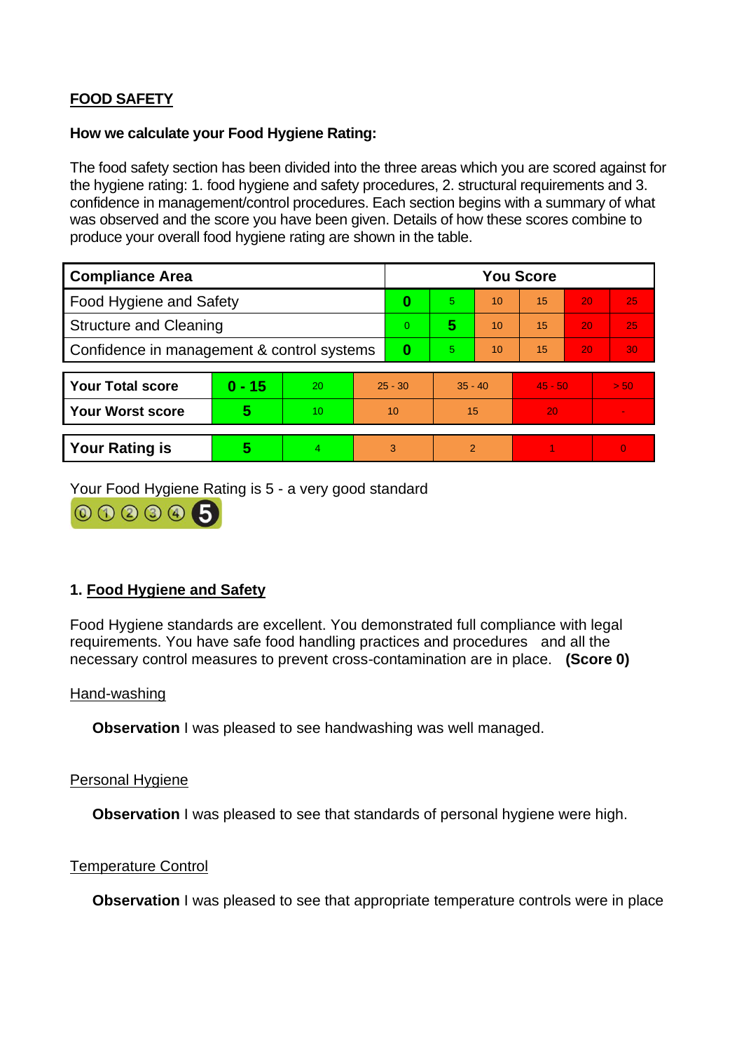## FOOD SAFETY

**How we calculate your Food Hygiene Rating:**

The food safety section has been divided into the three areas which you are scored against for the hygiene rating: 1. food hygiene and safety procedures, 2. structural requirements and 3. confidence in management/control procedures. Each section begins with a summary of what was observed and the score you have been given. Details of how these scores combine to produce your overall food hygiene rating are shown in the table.

| Compliance Area | You Score | | | | | |
|---|---|---|---|---|---|---|
| Food Hygiene and Safety | **0** | 5 | 10 | 15 | 20 | 25 |
| Structure and Cleaning | 0 | **5** | 10 | 15 | 20 | 25 |
| Confidence in management & control systems | **0** | 5 | 10 | 15 | 20 | 30 |

| | | | | | | |
|---|---|---|---|---|---|---|
| **Your Total score** | **0 - 15** | 20 | 25 - 30 | 35 - 40 | 45 - 50 | > 50 |
| **Your Worst score** | **5** | 10 | 10 | 15 | 20 | - |

| | | | | | | |
|---|---|---|---|---|---|---|
| **Your Rating is** | **5** | 4 | 3 | 2 | 1 | 0 |

Your Food Hygiene Rating is 5 - a very good standard

### 1. Food Hygiene and Safety

Food Hygiene standards are excellent. You demonstrated full compliance with legal requirements. You have safe food handling practices and procedures and all the necessary control measures to prevent cross-contamination are in place. **(Score 0)**

Hand-washing

**Observation** I was pleased to see handwashing was well managed.

Personal Hygiene

**Observation** I was pleased to see that standards of personal hygiene were high.

Temperature Control

**Observation** I was pleased to see that appropriate temperature controls were in place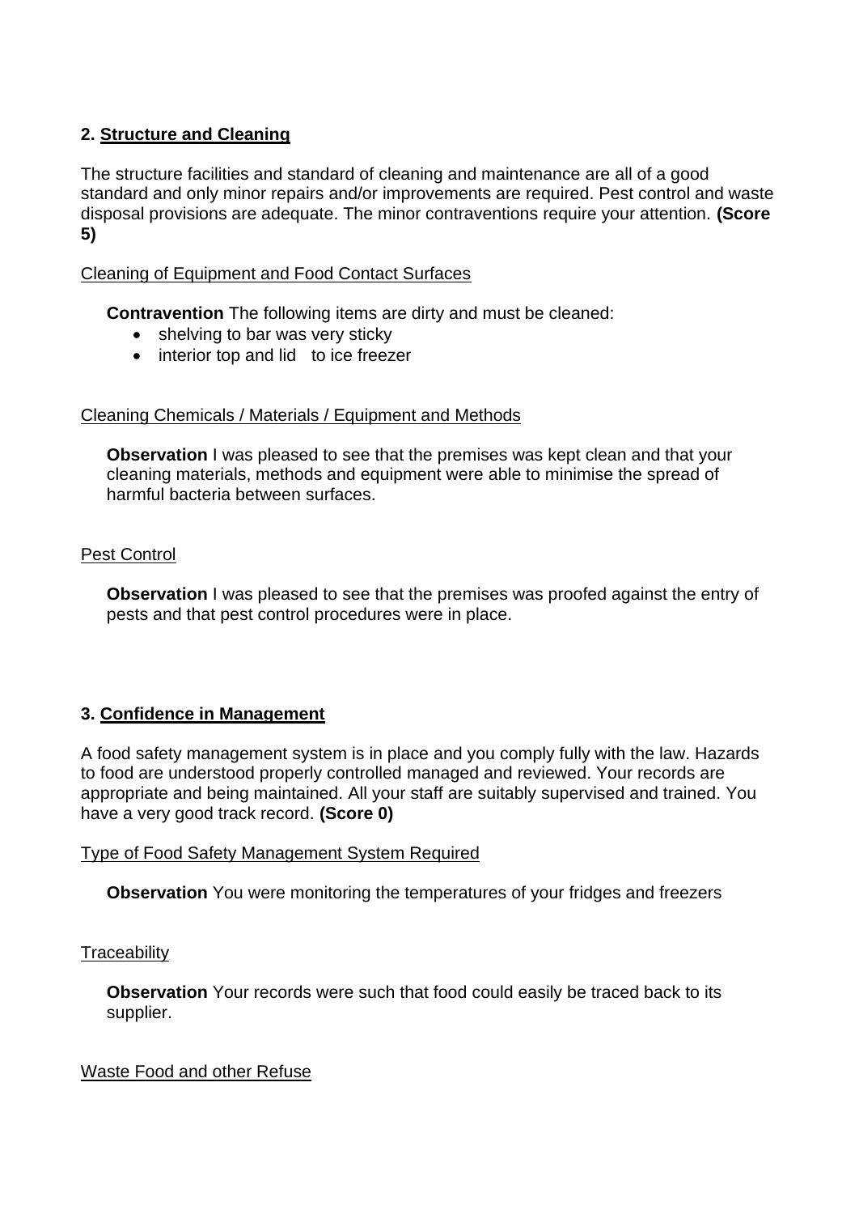## 2. Structure and Cleaning

The structure facilities and standard of cleaning and maintenance are all of a good standard and only minor repairs and/or improvements are required. Pest control and waste disposal provisions are adequate. The minor contraventions require your attention. **(Score 5)**

Cleaning of Equipment and Food Contact Surfaces

**Contravention** The following items are dirty and must be cleaned:

- shelving to bar was very sticky
- interior top and lid to ice freezer

Cleaning Chemicals / Materials / Equipment and Methods

**Observation** I was pleased to see that the premises was kept clean and that your cleaning materials, methods and equipment were able to minimise the spread of harmful bacteria between surfaces.

Pest Control

**Observation** I was pleased to see that the premises was proofed against the entry of pests and that pest control procedures were in place.

## 3. Confidence in Management

A food safety management system is in place and you comply fully with the law. Hazards to food are understood properly controlled managed and reviewed. Your records are appropriate and being maintained. All your staff are suitably supervised and trained. You have a very good track record. **(Score 0)**

Type of Food Safety Management System Required

**Observation** You were monitoring the temperatures of your fridges and freezers

Traceability

**Observation** Your records were such that food could easily be traced back to its supplier.

Waste Food and other Refuse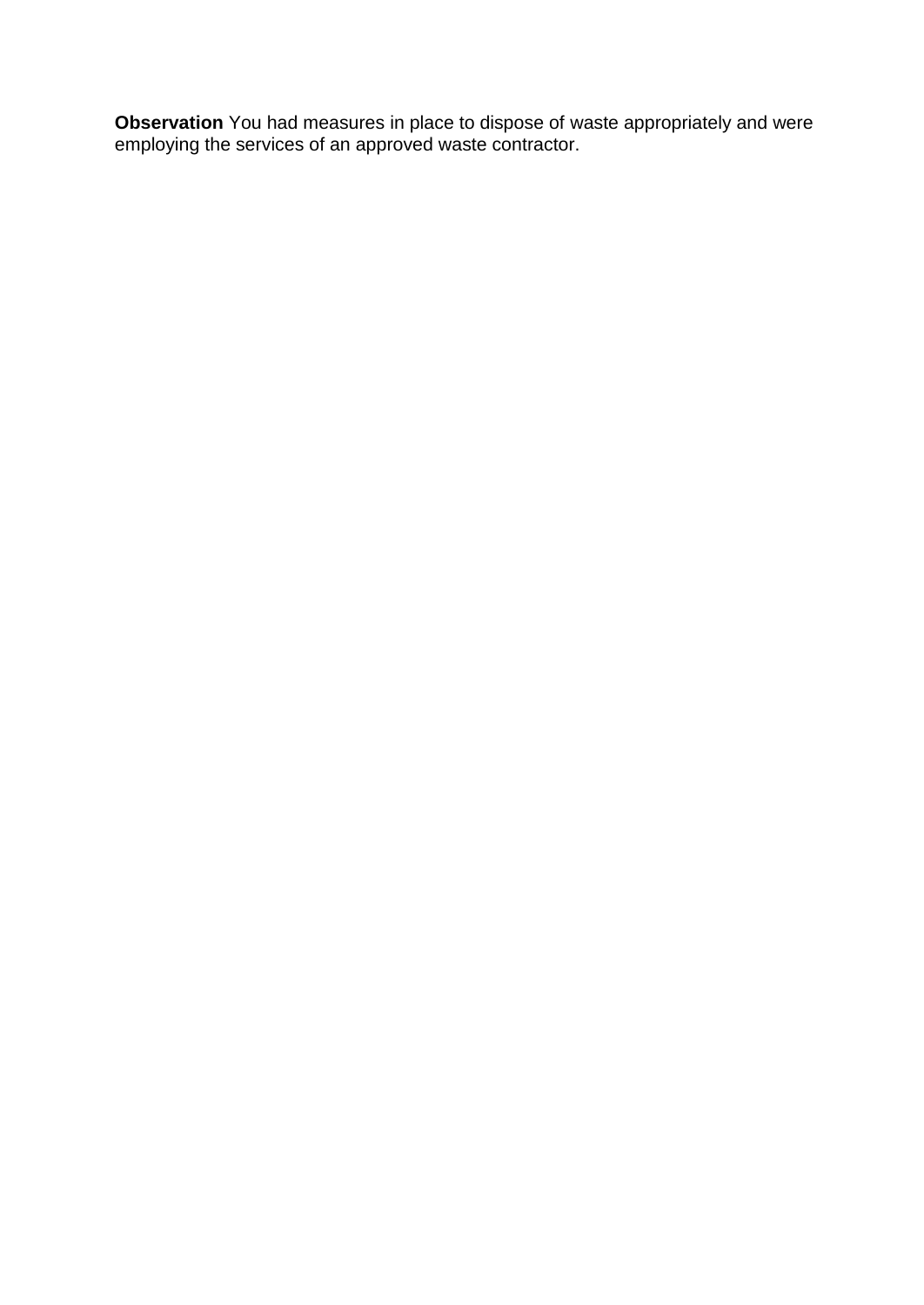**Observation** You had measures in place to dispose of waste appropriately and were employing the services of an approved waste contractor.